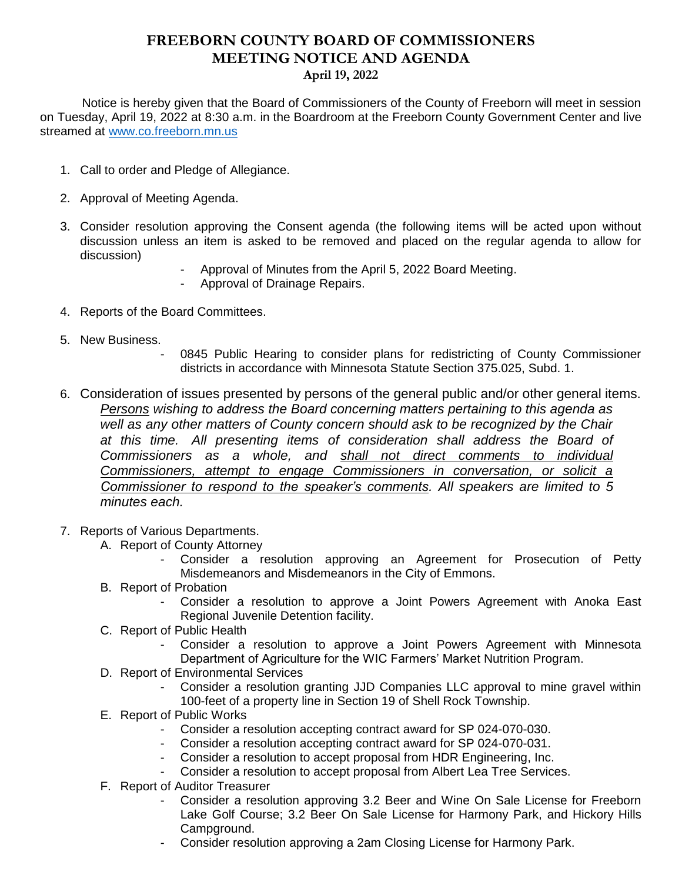# FREEBORN COUNTY BOARD OF COMMISSIONERS
# MEETING NOTICE AND AGENDA
### April 19, 2022

Notice is hereby given that the Board of Commissioners of the County of Freeborn will meet in session on Tuesday, April 19, 2022 at 8:30 a.m. in the Boardroom at the Freeborn County Government Center and live streamed at [www.co.freeborn.mn.us](http://www.co.freeborn.mn.us)

1. Call to order and Pledge of Allegiance.
2. Approval of Meeting Agenda.
3. Consider resolution approving the Consent agenda (the following items will be acted upon without discussion unless an item is asked to be removed and placed on the regular agenda to allow for discussion)
   - Approval of Minutes from the April 5, 2022 Board Meeting.
   - Approval of Drainage Repairs.
4. Reports of the Board Committees.
5. New Business.
   - 0845 Public Hearing to consider plans for redistricting of County Commissioner districts in accordance with Minnesota Statute Section 375.025, Subd. 1.
6. Consideration of issues presented by persons of the general public and/or other general items. *Persons wishing to address the Board concerning matters pertaining to this agenda as well as any other matters of County concern should ask to be recognized by the Chair at this time. All presenting items of consideration shall address the Board of Commissioners as a whole, and shall not direct comments to individual Commissioners, attempt to engage Commissioners in conversation, or solicit a Commissioner to respond to the speaker's comments. All speakers are limited to 5 minutes each.*
7. Reports of Various Departments.
   A. Report of County Attorney
      - Consider a resolution approving an Agreement for Prosecution of Petty Misdemeanors and Misdemeanors in the City of Emmons.

   B. Report of Probation
      - Consider a resolution to approve a Joint Powers Agreement with Anoka East Regional Juvenile Detention facility.

   C. Report of Public Health
      - Consider a resolution to approve a Joint Powers Agreement with Minnesota Department of Agriculture for the WIC Farmers' Market Nutrition Program.

   D. Report of Environmental Services
      - Consider a resolution granting JJD Companies LLC approval to mine gravel within 100-feet of a property line in Section 19 of Shell Rock Township.

   E. Report of Public Works
      - Consider a resolution accepting contract award for SP 024-070-030.
      - Consider a resolution accepting contract award for SP 024-070-031.
      - Consider a resolution to accept proposal from HDR Engineering, Inc.
      - Consider a resolution to accept proposal from Albert Lea Tree Services.

   F. Report of Auditor Treasurer
      - Consider a resolution approving 3.2 Beer and Wine On Sale License for Freeborn Lake Golf Course; 3.2 Beer On Sale License for Harmony Park, and Hickory Hills Campground.
      - Consider resolution approving a 2am Closing License for Harmony Park.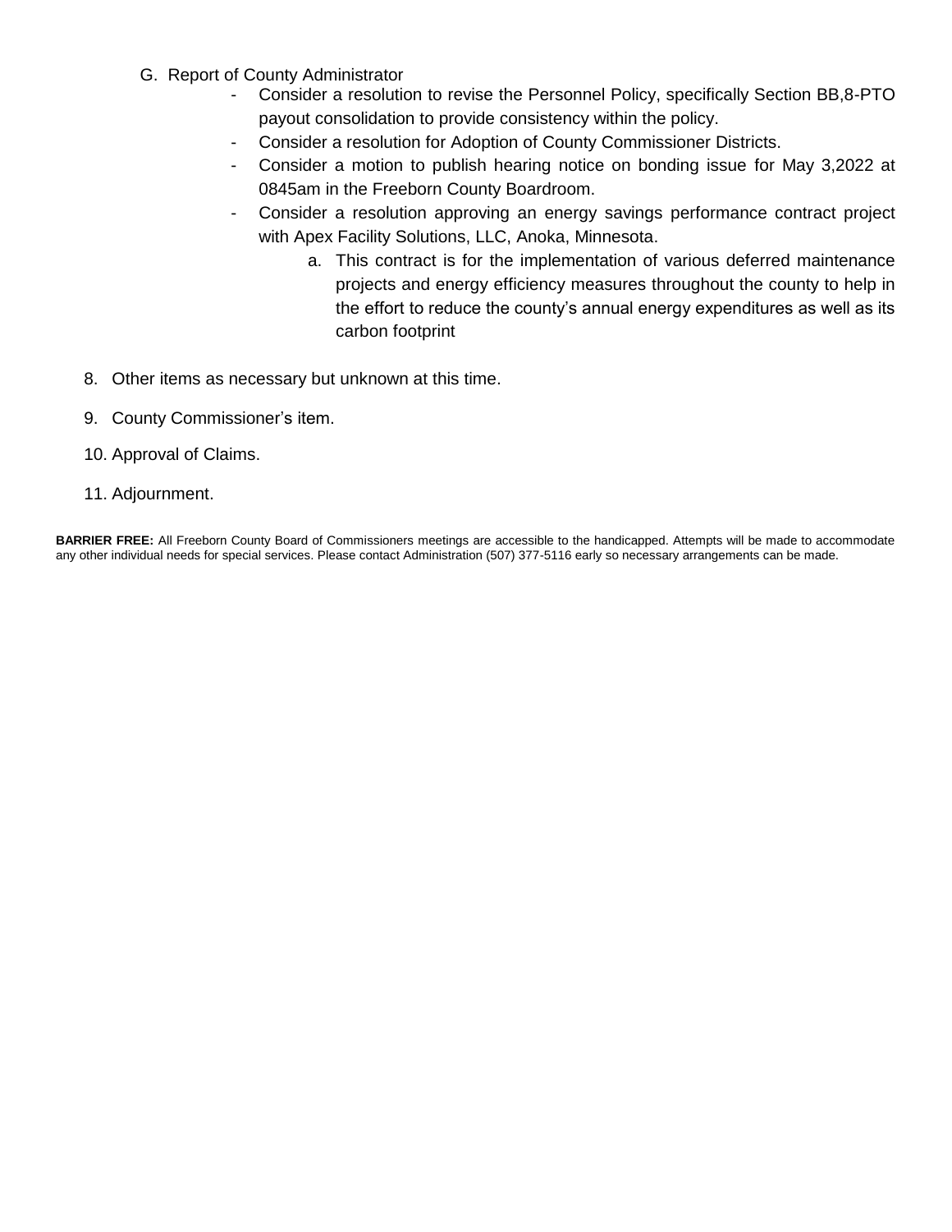G. Report of County Administrator
   - Consider a resolution to revise the Personnel Policy, specifically Section BB,8-PTO payout consolidation to provide consistency within the policy.
   - Consider a resolution for Adoption of County Commissioner Districts.
   - Consider a motion to publish hearing notice on bonding issue for May 3,2022 at 0845am in the Freeborn County Boardroom.
   - Consider a resolution approving an energy savings performance contract project with Apex Facility Solutions, LLC, Anoka, Minnesota.
     a. This contract is for the implementation of various deferred maintenance projects and energy efficiency measures throughout the county to help in the effort to reduce the county's annual energy expenditures as well as its carbon footprint

8. Other items as necessary but unknown at this time.

9. County Commissioner's item.

10. Approval of Claims.

11. Adjournment.

**BARRIER FREE:** All Freeborn County Board of Commissioners meetings are accessible to the handicapped. Attempts will be made to accommodate any other individual needs for special services. Please contact Administration (507) 377-5116 early so necessary arrangements can be made.